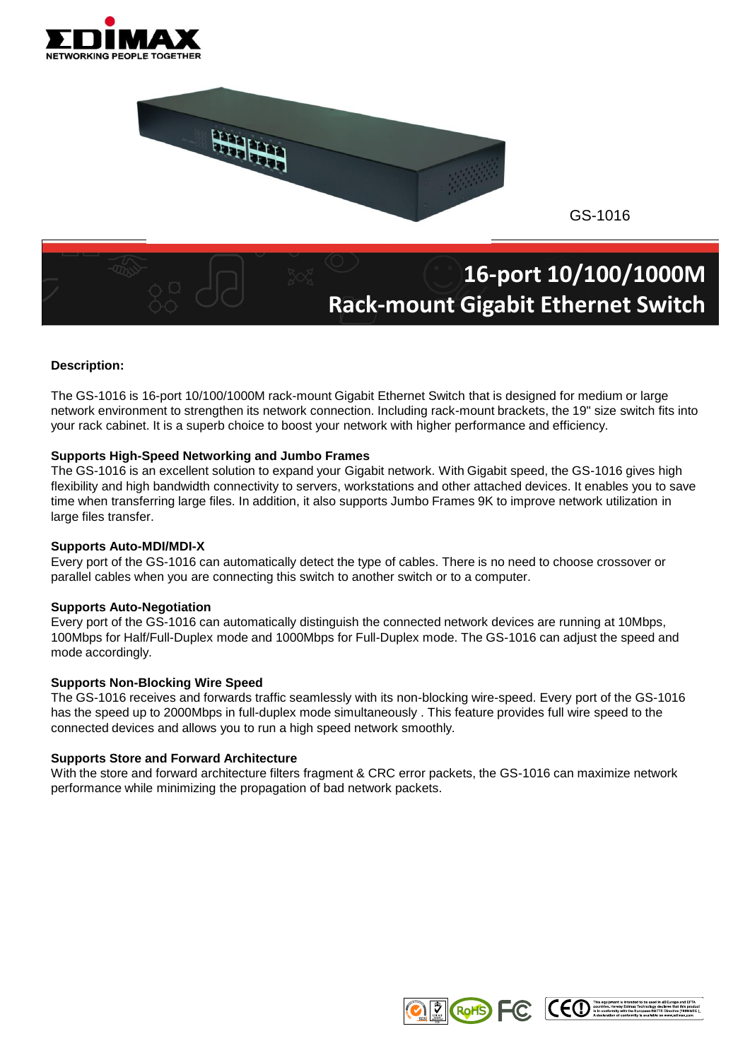GS-1016

# 16-port 10/100/1000M Rack-mount Gigabit Ethernet Switch

**Description:**

The GS-1016 is 16-port 10/100/1000M rack-mount Gigabit Ethernet Switch that is designed for medium or large network environment to strengthen its network connection. Including rack-mount brackets, the 19" size switch fits into your rack cabinet. It is a superb choice to boost your network with higher performance and efficiency.

**Supports High-Speed Networking and Jumbo Frames**

The GS-1016 is an excellent solution to expand your Gigabit network. With Gigabit speed, the GS-1016 gives high flexibility and high bandwidth connectivity to servers, workstations and other attached devices. It enables you to save time when transferring large files. In addition, it also supports Jumbo Frames 9K to improve network utilization in large files transfer.

**Supports Auto-MDI/MDI-X**

Every port of the GS-1016 can automatically detect the type of cables. There is no need to choose crossover or parallel cables when you are connecting this switch to another switch or to a computer.

**Supports Auto-Negotiation**

Every port of the GS-1016 can automatically distinguish the connected network devices are running at 10Mbps, 100Mbps for Half/Full-Duplex mode and 1000Mbps for Full-Duplex mode. The GS-1016 can adjust the speed and mode accordingly.

**Supports Non-Blocking Wire Speed**

The GS-1016 receives and forwards traffic seamlessly with its non-blocking wire-speed. Every port of the GS-1016 has the speed up to 2000Mbps in full-duplex mode simultaneously . This feature provides full wire speed to the connected devices and allows you to run a high speed network smoothly.

**Supports Store and Forward Architecture**

With the store and forward architecture filters fragment & CRC error packets, the GS-1016 can maximize network performance while minimizing the propagation of bad network packets.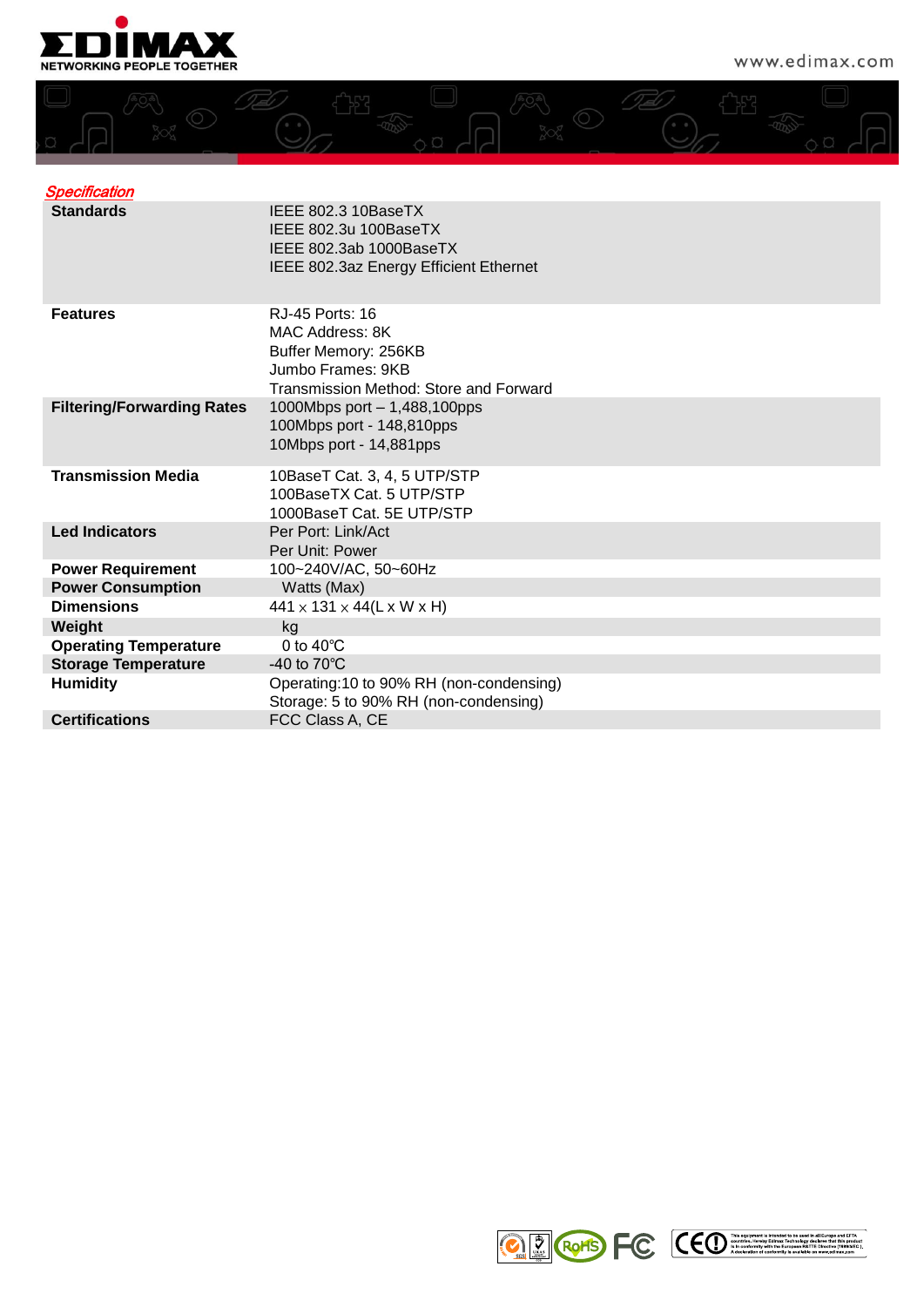## Specification

| | |
|---|---|
| **Standards** | IEEE 802.3 10BaseTX<br>IEEE 802.3u 100BaseTX<br>IEEE 802.3ab 1000BaseTX<br>IEEE 802.3az Energy Efficient Ethernet |
| **Features** | RJ-45 Ports: 16<br>MAC Address: 8K<br>Buffer Memory: 256KB<br>Jumbo Frames: 9KB<br>Transmission Method: Store and Forward |
| **Filtering/Forwarding Rates** | 1000Mbps port – 1,488,100pps<br>100Mbps port - 148,810pps<br>10Mbps port - 14,881pps |
| **Transmission Media** | 10BaseT Cat. 3, 4, 5 UTP/STP<br>100BaseTX Cat. 5 UTP/STP<br>1000BaseT Cat. 5E UTP/STP |
| **Led Indicators** | Per Port: Link/Act<br>Per Unit: Power |
| **Power Requirement** | 100~240V/AC, 50~60Hz |
| **Power Consumption** | Watts (Max) |
| **Dimensions** | 441 x 131 x 44(L x W x H) |
| **Weight** | kg |
| **Operating Temperature** | 0 to 40℃ |
| **Storage Temperature** | -40 to 70℃ |
| **Humidity** | Operating:10 to 90% RH (non-condensing)<br>Storage: 5 to 90% RH (non-condensing) |
| **Certifications** | FCC Class A, CE |